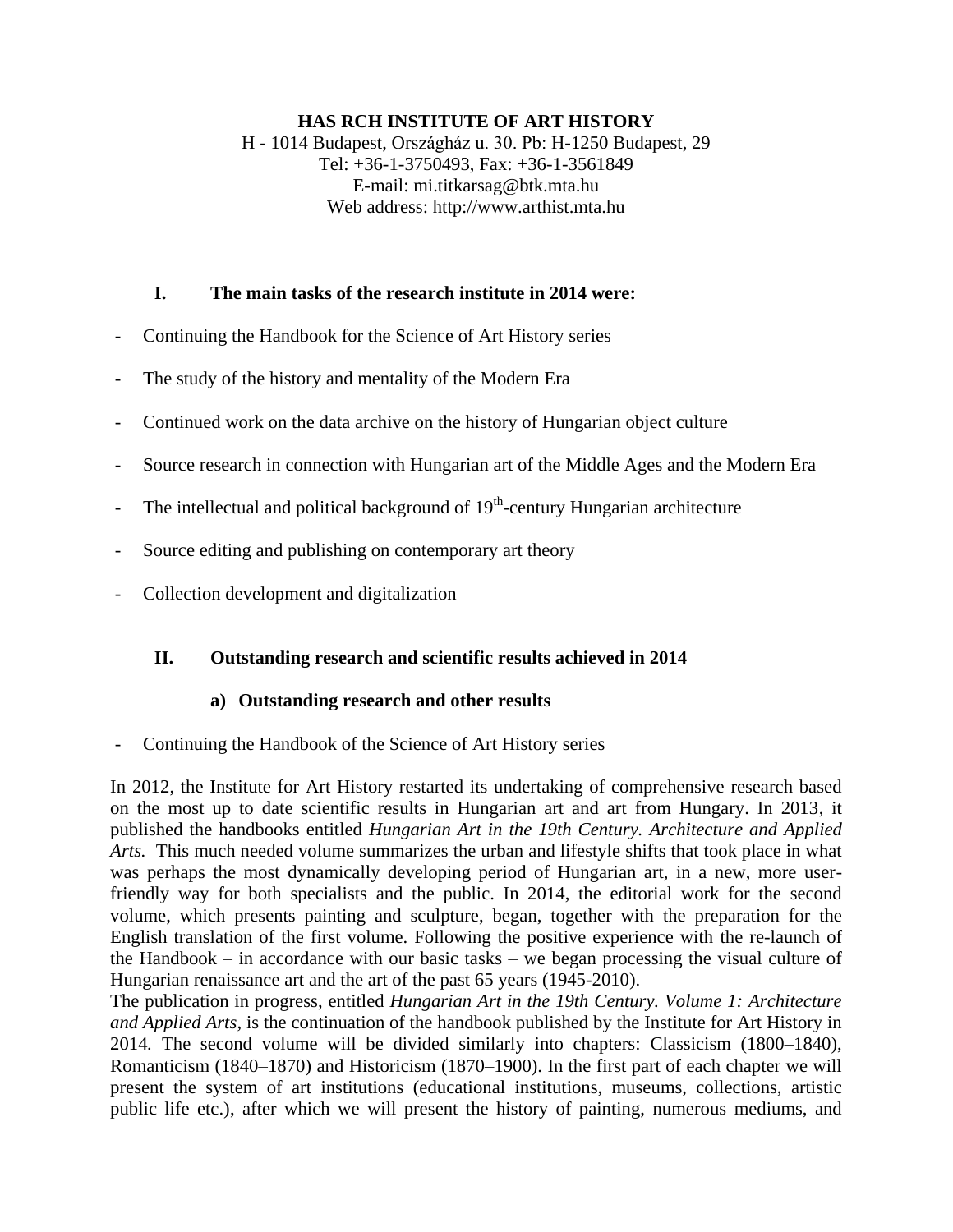**HAS RCH INSTITUTE OF ART HISTORY**
H - 1014 Budapest, Országház u. 30. Pb: H-1250 Budapest, 29
Tel: +36-1-3750493, Fax: +36-1-3561849
E-mail: mi.titkarsag@btk.mta.hu
Web address: http://www.arthist.mta.hu

## I. The main tasks of the research institute in 2014 were:

- Continuing the Handbook for the Science of Art History series
- The study of the history and mentality of the Modern Era
- Continued work on the data archive on the history of Hungarian object culture
- Source research in connection with Hungarian art of the Middle Ages and the Modern Era
- The intellectual and political background of 19th-century Hungarian architecture
- Source editing and publishing on contemporary art theory
- Collection development and digitalization

## II. Outstanding research and scientific results achieved in 2014

### a) Outstanding research and other results

- Continuing the Handbook of the Science of Art History series

In 2012, the Institute for Art History restarted its undertaking of comprehensive research based on the most up to date scientific results in Hungarian art and art from Hungary. In 2013, it published the handbooks entitled *Hungarian Art in the 19th Century. Architecture and Applied Arts.* This much needed volume summarizes the urban and lifestyle shifts that took place in what was perhaps the most dynamically developing period of Hungarian art, in a new, more user-friendly way for both specialists and the public. In 2014, the editorial work for the second volume, which presents painting and sculpture, began, together with the preparation for the English translation of the first volume. Following the positive experience with the re-launch of the Handbook – in accordance with our basic tasks – we began processing the visual culture of Hungarian renaissance art and the art of the past 65 years (1945-2010).
The publication in progress, entitled *Hungarian Art in the 19th Century. Volume 1: Architecture and Applied Arts*, is the continuation of the handbook published by the Institute for Art History in 2014. The second volume will be divided similarly into chapters: Classicism (1800–1840), Romanticism (1840–1870) and Historicism (1870–1900). In the first part of each chapter we will present the system of art institutions (educational institutions, museums, collections, artistic public life etc.), after which we will present the history of painting, numerous mediums, and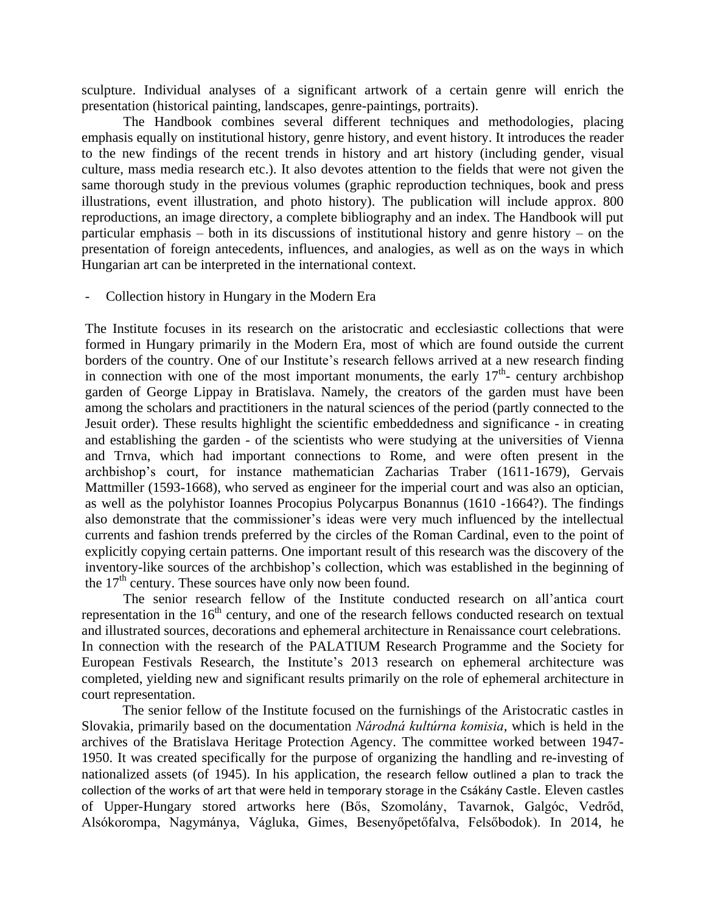sculpture. Individual analyses of a significant artwork of a certain genre will enrich the presentation (historical painting, landscapes, genre-paintings, portraits).

The Handbook combines several different techniques and methodologies, placing emphasis equally on institutional history, genre history, and event history. It introduces the reader to the new findings of the recent trends in history and art history (including gender, visual culture, mass media research etc.). It also devotes attention to the fields that were not given the same thorough study in the previous volumes (graphic reproduction techniques, book and press illustrations, event illustration, and photo history). The publication will include approx. 800 reproductions, an image directory, a complete bibliography and an index. The Handbook will put particular emphasis – both in its discussions of institutional history and genre history – on the presentation of foreign antecedents, influences, and analogies, as well as on the ways in which Hungarian art can be interpreted in the international context.

- Collection history in Hungary in the Modern Era

The Institute focuses in its research on the aristocratic and ecclesiastic collections that were formed in Hungary primarily in the Modern Era, most of which are found outside the current borders of the country. One of our Institute's research fellows arrived at a new research finding in connection with one of the most important monuments, the early 17th- century archbishop garden of George Lippay in Bratislava. Namely, the creators of the garden must have been among the scholars and practitioners in the natural sciences of the period (partly connected to the Jesuit order). These results highlight the scientific embeddedness and significance - in creating and establishing the garden - of the scientists who were studying at the universities of Vienna and Trnva, which had important connections to Rome, and were often present in the archbishop's court, for instance mathematician Zacharias Traber (1611-1679), Gervais Mattmiller (1593-1668), who served as engineer for the imperial court and was also an optician, as well as the polyhistor Ioannes Procopius Polycarpus Bonannus (1610 -1664?). The findings also demonstrate that the commissioner's ideas were very much influenced by the intellectual currents and fashion trends preferred by the circles of the Roman Cardinal, even to the point of explicitly copying certain patterns. One important result of this research was the discovery of the inventory-like sources of the archbishop's collection, which was established in the beginning of the 17th century. These sources have only now been found.

The senior research fellow of the Institute conducted research on all'antica court representation in the 16th century, and one of the research fellows conducted research on textual and illustrated sources, decorations and ephemeral architecture in Renaissance court celebrations. In connection with the research of the PALATIUM Research Programme and the Society for European Festivals Research, the Institute's 2013 research on ephemeral architecture was completed, yielding new and significant results primarily on the role of ephemeral architecture in court representation.

The senior fellow of the Institute focused on the furnishings of the Aristocratic castles in Slovakia, primarily based on the documentation *Národná kultúrna komisia*, which is held in the archives of the Bratislava Heritage Protection Agency. The committee worked between 1947-1950. It was created specifically for the purpose of organizing the handling and re-investing of nationalized assets (of 1945). In his application, the research fellow outlined a plan to track the collection of the works of art that were held in temporary storage in the Csákány Castle. Eleven castles of Upper-Hungary stored artworks here (Bős, Szomolány, Tavarnok, Galgóc, Vedrőd, Alsókorompa, Nagymánya, Vágluka, Gimes, Besenyőpetőfalva, Felsőbodok). In 2014, he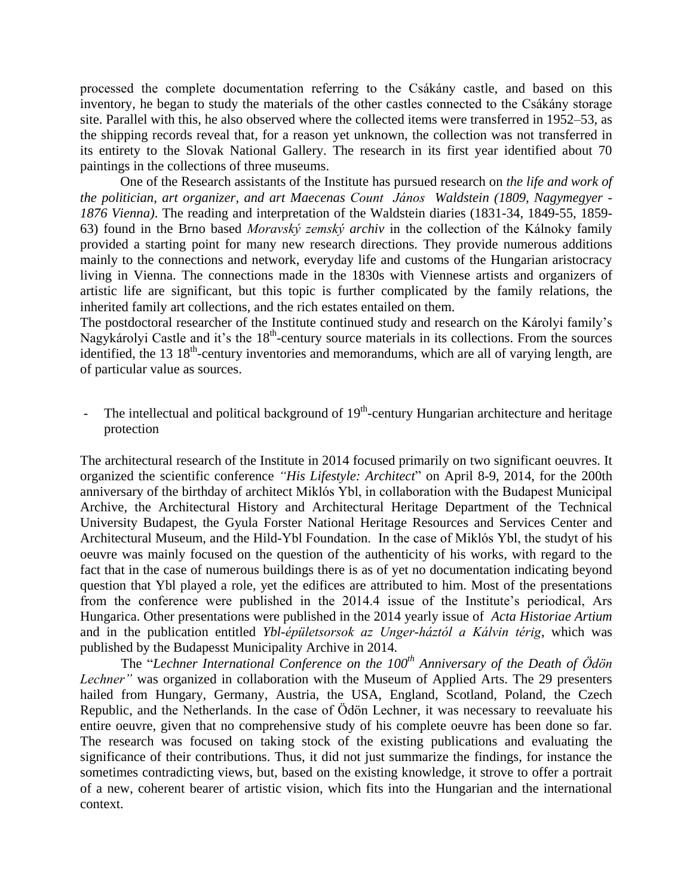processed the complete documentation referring to the Csákány castle, and based on this inventory, he began to study the materials of the other castles connected to the Csákány storage site. Parallel with this, he also observed where the collected items were transferred in 1952–53, as the shipping records reveal that, for a reason yet unknown, the collection was not transferred in its entirety to the Slovak National Gallery. The research in its first year identified about 70 paintings in the collections of three museums.

One of the Research assistants of the Institute has pursued research on *the life and work of the politician, art organizer, and art Maecenas Count János Waldstein (1809, Nagymegyer - 1876 Vienna)*. The reading and interpretation of the Waldstein diaries (1831-34, 1849-55, 1859-63) found in the Brno based *Moravský zemský archiv* in the collection of the Kálnoky family provided a starting point for many new research directions. They provide numerous additions mainly to the connections and network, everyday life and customs of the Hungarian aristocracy living in Vienna. The connections made in the 1830s with Viennese artists and organizers of artistic life are significant, but this topic is further complicated by the family relations, the inherited family art collections, and the rich estates entailed on them.

The postdoctoral researcher of the Institute continued study and research on the Károlyi family's Nagykárolyi Castle and it's the 18th-century source materials in its collections. From the sources identified, the 13 18th-century inventories and memorandums, which are all of varying length, are of particular value as sources.

- The intellectual and political background of 19th-century Hungarian architecture and heritage protection

The architectural research of the Institute in 2014 focused primarily on two significant oeuvres. It organized the scientific conference *"His Lifestyle: Architect*" on April 8-9, 2014, for the 200th anniversary of the birthday of architect Miklós Ybl, in collaboration with the Budapest Municipal Archive, the Architectural History and Architectural Heritage Department of the Technical University Budapest, the Gyula Forster National Heritage Resources and Services Center and Architectural Museum, and the Hild-Ybl Foundation. In the case of Miklós Ybl, the studyt of his oeuvre was mainly focused on the question of the authenticity of his works, with regard to the fact that in the case of numerous buildings there is as of yet no documentation indicating beyond question that Ybl played a role, yet the edifices are attributed to him. Most of the presentations from the conference were published in the 2014.4 issue of the Institute's periodical, Ars Hungarica. Other presentations were published in the 2014 yearly issue of *Acta Historiae Artium* and in the publication entitled *Ybl-épületsorsok az Unger-háztól a Kálvin térig*, which was published by the Budapesst Municipality Archive in 2014.

The "*Lechner International Conference on the 100th Anniversary of the Death of Ödön Lechner"* was organized in collaboration with the Museum of Applied Arts. The 29 presenters hailed from Hungary, Germany, Austria, the USA, England, Scotland, Poland, the Czech Republic, and the Netherlands. In the case of Ödön Lechner, it was necessary to reevaluate his entire oeuvre, given that no comprehensive study of his complete oeuvre has been done so far. The research was focused on taking stock of the existing publications and evaluating the significance of their contributions. Thus, it did not just summarize the findings, for instance the sometimes contradicting views, but, based on the existing knowledge, it strove to offer a portrait of a new, coherent bearer of artistic vision, which fits into the Hungarian and the international context.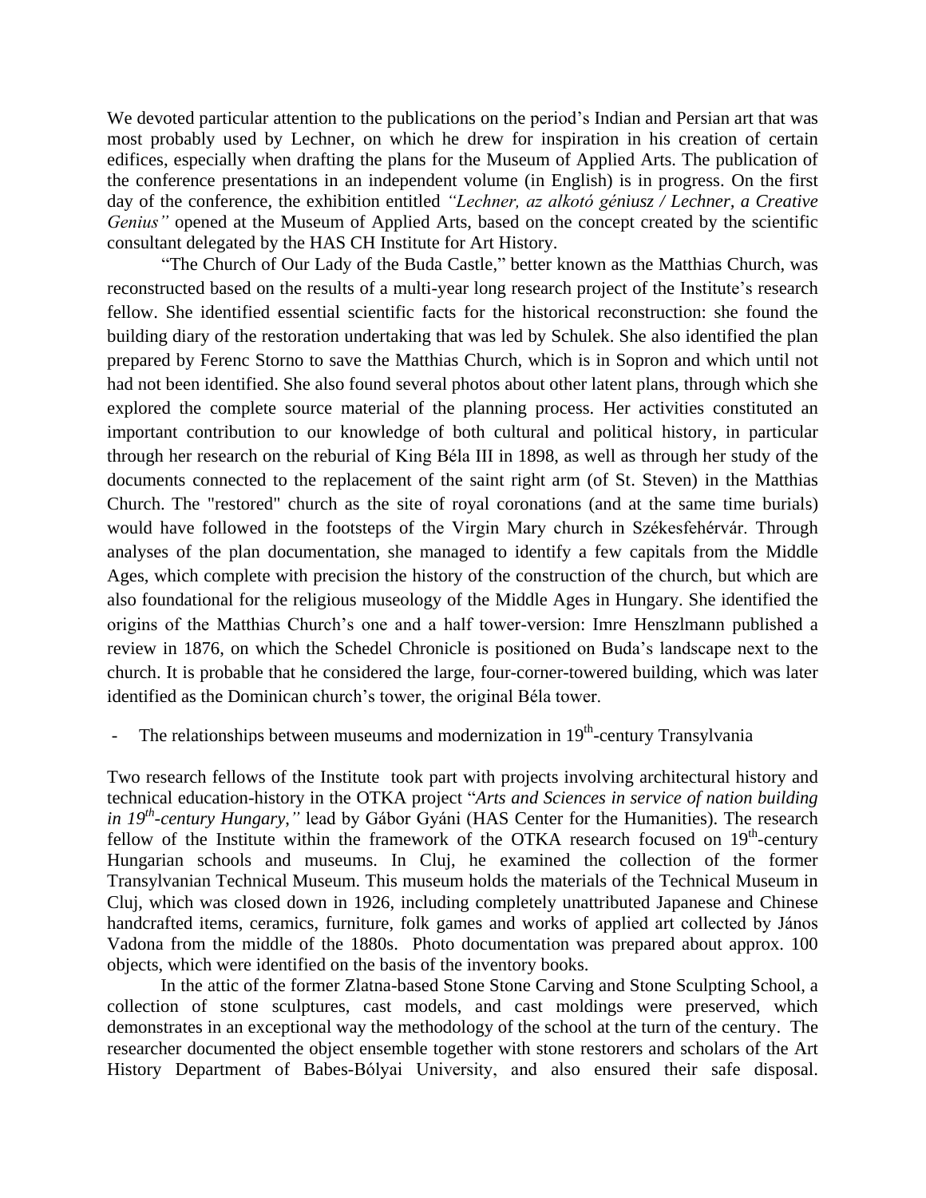We devoted particular attention to the publications on the period's Indian and Persian art that was most probably used by Lechner, on which he drew for inspiration in his creation of certain edifices, especially when drafting the plans for the Museum of Applied Arts. The publication of the conference presentations in an independent volume (in English) is in progress. On the first day of the conference, the exhibition entitled *"Lechner, az alkotó géniusz / Lechner, a Creative Genius"* opened at the Museum of Applied Arts, based on the concept created by the scientific consultant delegated by the HAS CH Institute for Art History.

"The Church of Our Lady of the Buda Castle," better known as the Matthias Church, was reconstructed based on the results of a multi-year long research project of the Institute's research fellow. She identified essential scientific facts for the historical reconstruction: she found the building diary of the restoration undertaking that was led by Schulek. She also identified the plan prepared by Ferenc Storno to save the Matthias Church, which is in Sopron and which until not had not been identified. She also found several photos about other latent plans, through which she explored the complete source material of the planning process. Her activities constituted an important contribution to our knowledge of both cultural and political history, in particular through her research on the reburial of King Béla III in 1898, as well as through her study of the documents connected to the replacement of the saint right arm (of St. Steven) in the Matthias Church. The "restored" church as the site of royal coronations (and at the same time burials) would have followed in the footsteps of the Virgin Mary church in Székesfehérvár. Through analyses of the plan documentation, she managed to identify a few capitals from the Middle Ages, which complete with precision the history of the construction of the church, but which are also foundational for the religious museology of the Middle Ages in Hungary. She identified the origins of the Matthias Church's one and a half tower-version: Imre Henszlmann published a review in 1876, on which the Schedel Chronicle is positioned on Buda's landscape next to the church. It is probable that he considered the large, four-corner-towered building, which was later identified as the Dominican church's tower, the original Béla tower.

- The relationships between museums and modernization in 19th-century Transylvania

Two research fellows of the Institute took part with projects involving architectural history and technical education-history in the OTKA project "*Arts and Sciences in service of nation building in 19th-century Hungary,"* lead by Gábor Gyáni (HAS Center for the Humanities). The research fellow of the Institute within the framework of the OTKA research focused on 19th-century Hungarian schools and museums. In Cluj, he examined the collection of the former Transylvanian Technical Museum. This museum holds the materials of the Technical Museum in Cluj, which was closed down in 1926, including completely unattributed Japanese and Chinese handcrafted items, ceramics, furniture, folk games and works of applied art collected by János Vadona from the middle of the 1880s. Photo documentation was prepared about approx. 100 objects, which were identified on the basis of the inventory books.

In the attic of the former Zlatna-based Stone Stone Carving and Stone Sculpting School, a collection of stone sculptures, cast models, and cast moldings were preserved, which demonstrates in an exceptional way the methodology of the school at the turn of the century. The researcher documented the object ensemble together with stone restorers and scholars of the Art History Department of Babes-Bólyai University, and also ensured their safe disposal.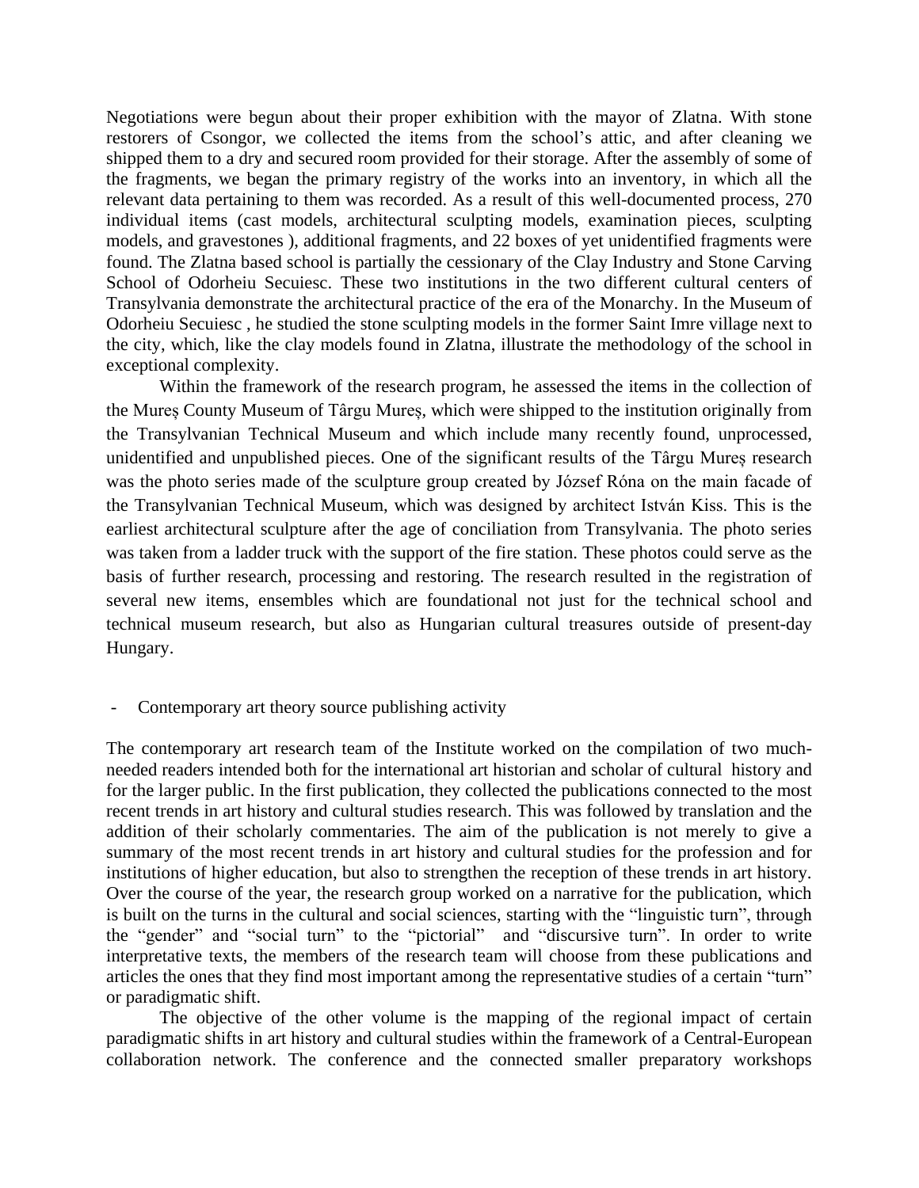Negotiations were begun about their proper exhibition with the mayor of Zlatna. With stone restorers of Csongor, we collected the items from the school's attic, and after cleaning we shipped them to a dry and secured room provided for their storage. After the assembly of some of the fragments, we began the primary registry of the works into an inventory, in which all the relevant data pertaining to them was recorded. As a result of this well-documented process, 270 individual items (cast models, architectural sculpting models, examination pieces, sculpting models, and gravestones ), additional fragments, and 22 boxes of yet unidentified fragments were found. The Zlatna based school is partially the cessionary of the Clay Industry and Stone Carving School of Odorheiu Secuiesc. These two institutions in the two different cultural centers of Transylvania demonstrate the architectural practice of the era of the Monarchy. In the Museum of Odorheiu Secuiesc , he studied the stone sculpting models in the former Saint Imre village next to the city, which, like the clay models found in Zlatna, illustrate the methodology of the school in exceptional complexity.

Within the framework of the research program, he assessed the items in the collection of the Mureș County Museum of Târgu Mureș, which were shipped to the institution originally from the Transylvanian Technical Museum and which include many recently found, unprocessed, unidentified and unpublished pieces. One of the significant results of the Târgu Mureș research was the photo series made of the sculpture group created by József Róna on the main facade of the Transylvanian Technical Museum, which was designed by architect István Kiss. This is the earliest architectural sculpture after the age of conciliation from Transylvania. The photo series was taken from a ladder truck with the support of the fire station. These photos could serve as the basis of further research, processing and restoring. The research resulted in the registration of several new items, ensembles which are foundational not just for the technical school and technical museum research, but also as Hungarian cultural treasures outside of present-day Hungary.

- Contemporary art theory source publishing activity

The contemporary art research team of the Institute worked on the compilation of two much-needed readers intended both for the international art historian and scholar of cultural history and for the larger public. In the first publication, they collected the publications connected to the most recent trends in art history and cultural studies research. This was followed by translation and the addition of their scholarly commentaries. The aim of the publication is not merely to give a summary of the most recent trends in art history and cultural studies for the profession and for institutions of higher education, but also to strengthen the reception of these trends in art history. Over the course of the year, the research group worked on a narrative for the publication, which is built on the turns in the cultural and social sciences, starting with the "linguistic turn", through the "gender" and "social turn" to the "pictorial" and "discursive turn". In order to write interpretative texts, the members of the research team will choose from these publications and articles the ones that they find most important among the representative studies of a certain "turn" or paradigmatic shift.

The objective of the other volume is the mapping of the regional impact of certain paradigmatic shifts in art history and cultural studies within the framework of a Central-European collaboration network. The conference and the connected smaller preparatory workshops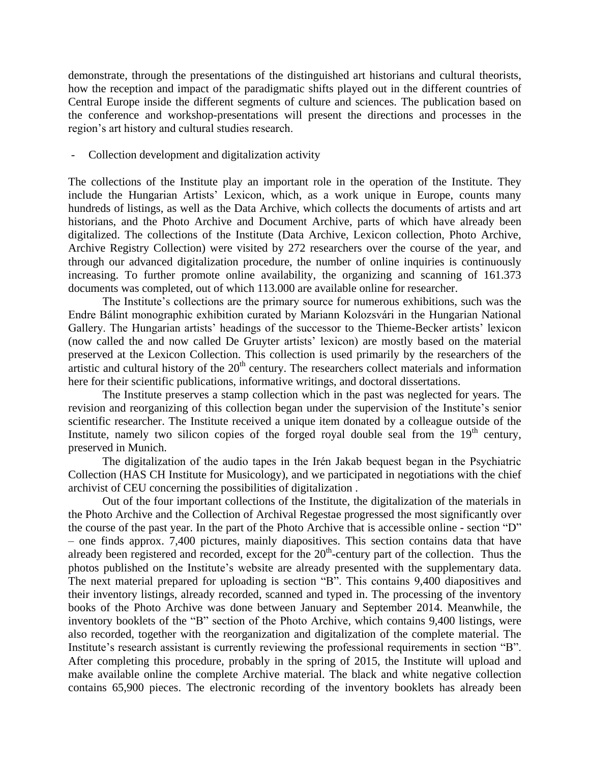demonstrate, through the presentations of the distinguished art historians and cultural theorists, how the reception and impact of the paradigmatic shifts played out in the different countries of Central Europe inside the different segments of culture and sciences. The publication based on the conference and workshop-presentations will present the directions and processes in the region's art history and cultural studies research.

- Collection development and digitalization activity

The collections of the Institute play an important role in the operation of the Institute. They include the Hungarian Artists' Lexicon, which, as a work unique in Europe, counts many hundreds of listings, as well as the Data Archive, which collects the documents of artists and art historians, and the Photo Archive and Document Archive, parts of which have already been digitalized. The collections of the Institute (Data Archive, Lexicon collection, Photo Archive, Archive Registry Collection) were visited by 272 researchers over the course of the year, and through our advanced digitalization procedure, the number of online inquiries is continuously increasing. To further promote online availability, the organizing and scanning of 161.373 documents was completed, out of which 113.000 are available online for researcher.

The Institute's collections are the primary source for numerous exhibitions, such was the Endre Bálint monographic exhibition curated by Mariann Kolozsvári in the Hungarian National Gallery. The Hungarian artists' headings of the successor to the Thieme-Becker artists' lexicon (now called the and now called De Gruyter artists' lexicon) are mostly based on the material preserved at the Lexicon Collection. This collection is used primarily by the researchers of the artistic and cultural history of the 20th century. The researchers collect materials and information here for their scientific publications, informative writings, and doctoral dissertations.

The Institute preserves a stamp collection which in the past was neglected for years. The revision and reorganizing of this collection began under the supervision of the Institute's senior scientific researcher. The Institute received a unique item donated by a colleague outside of the Institute, namely two silicon copies of the forged royal double seal from the 19th century, preserved in Munich.

The digitalization of the audio tapes in the Irén Jakab bequest began in the Psychiatric Collection (HAS CH Institute for Musicology), and we participated in negotiations with the chief archivist of CEU concerning the possibilities of digitalization .

Out of the four important collections of the Institute, the digitalization of the materials in the Photo Archive and the Collection of Archival Regestae progressed the most significantly over the course of the past year. In the part of the Photo Archive that is accessible online - section "D" – one finds approx. 7,400 pictures, mainly diapositives. This section contains data that have already been registered and recorded, except for the 20th-century part of the collection. Thus the photos published on the Institute's website are already presented with the supplementary data. The next material prepared for uploading is section "B". This contains 9,400 diapositives and their inventory listings, already recorded, scanned and typed in. The processing of the inventory books of the Photo Archive was done between January and September 2014. Meanwhile, the inventory booklets of the "B" section of the Photo Archive, which contains 9,400 listings, were also recorded, together with the reorganization and digitalization of the complete material. The Institute's research assistant is currently reviewing the professional requirements in section "B". After completing this procedure, probably in the spring of 2015, the Institute will upload and make available online the complete Archive material. The black and white negative collection contains 65,900 pieces. The electronic recording of the inventory booklets has already been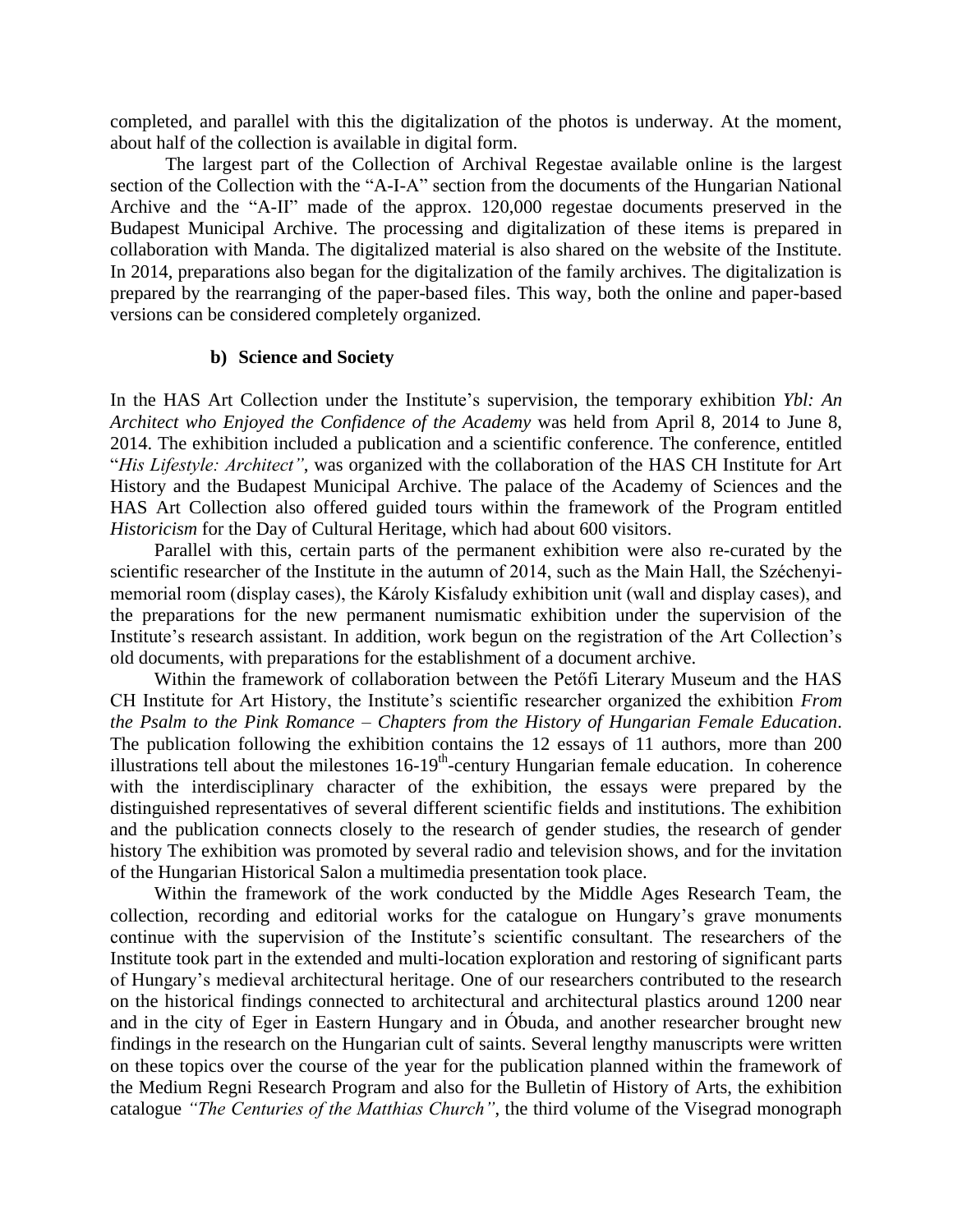completed, and parallel with this the digitalization of the photos is underway. At the moment, about half of the collection is available in digital form.

The largest part of the Collection of Archival Regestae available online is the largest section of the Collection with the "A-I-A" section from the documents of the Hungarian National Archive and the "A-II" made of the approx. 120,000 regestae documents preserved in the Budapest Municipal Archive. The processing and digitalization of these items is prepared in collaboration with Manda. The digitalized material is also shared on the website of the Institute. In 2014, preparations also began for the digitalization of the family archives. The digitalization is prepared by the rearranging of the paper-based files. This way, both the online and paper-based versions can be considered completely organized.

### b) Science and Society

In the HAS Art Collection under the Institute's supervision, the temporary exhibition *Ybl: An Architect who Enjoyed the Confidence of the Academy* was held from April 8, 2014 to June 8, 2014. The exhibition included a publication and a scientific conference. The conference, entitled "*His Lifestyle: Architect"*, was organized with the collaboration of the HAS CH Institute for Art History and the Budapest Municipal Archive. The palace of the Academy of Sciences and the HAS Art Collection also offered guided tours within the framework of the Program entitled *Historicism* for the Day of Cultural Heritage, which had about 600 visitors.

Parallel with this, certain parts of the permanent exhibition were also re-curated by the scientific researcher of the Institute in the autumn of 2014, such as the Main Hall, the Széchenyi-memorial room (display cases), the Károly Kisfaludy exhibition unit (wall and display cases), and the preparations for the new permanent numismatic exhibition under the supervision of the Institute's research assistant. In addition, work begun on the registration of the Art Collection's old documents, with preparations for the establishment of a document archive.

Within the framework of collaboration between the Petőfi Literary Museum and the HAS CH Institute for Art History, the Institute's scientific researcher organized the exhibition *From the Psalm to the Pink Romance – Chapters from the History of Hungarian Female Education*. The publication following the exhibition contains the 12 essays of 11 authors, more than 200 illustrations tell about the milestones 16-19th-century Hungarian female education. In coherence with the interdisciplinary character of the exhibition, the essays were prepared by the distinguished representatives of several different scientific fields and institutions. The exhibition and the publication connects closely to the research of gender studies, the research of gender history The exhibition was promoted by several radio and television shows, and for the invitation of the Hungarian Historical Salon a multimedia presentation took place.

Within the framework of the work conducted by the Middle Ages Research Team, the collection, recording and editorial works for the catalogue on Hungary's grave monuments continue with the supervision of the Institute's scientific consultant. The researchers of the Institute took part in the extended and multi-location exploration and restoring of significant parts of Hungary's medieval architectural heritage. One of our researchers contributed to the research on the historical findings connected to architectural and architectural plastics around 1200 near and in the city of Eger in Eastern Hungary and in Óbuda, and another researcher brought new findings in the research on the Hungarian cult of saints. Several lengthy manuscripts were written on these topics over the course of the year for the publication planned within the framework of the Medium Regni Research Program and also for the Bulletin of History of Arts, the exhibition catalogue *"The Centuries of the Matthias Church"*, the third volume of the Visegrad monograph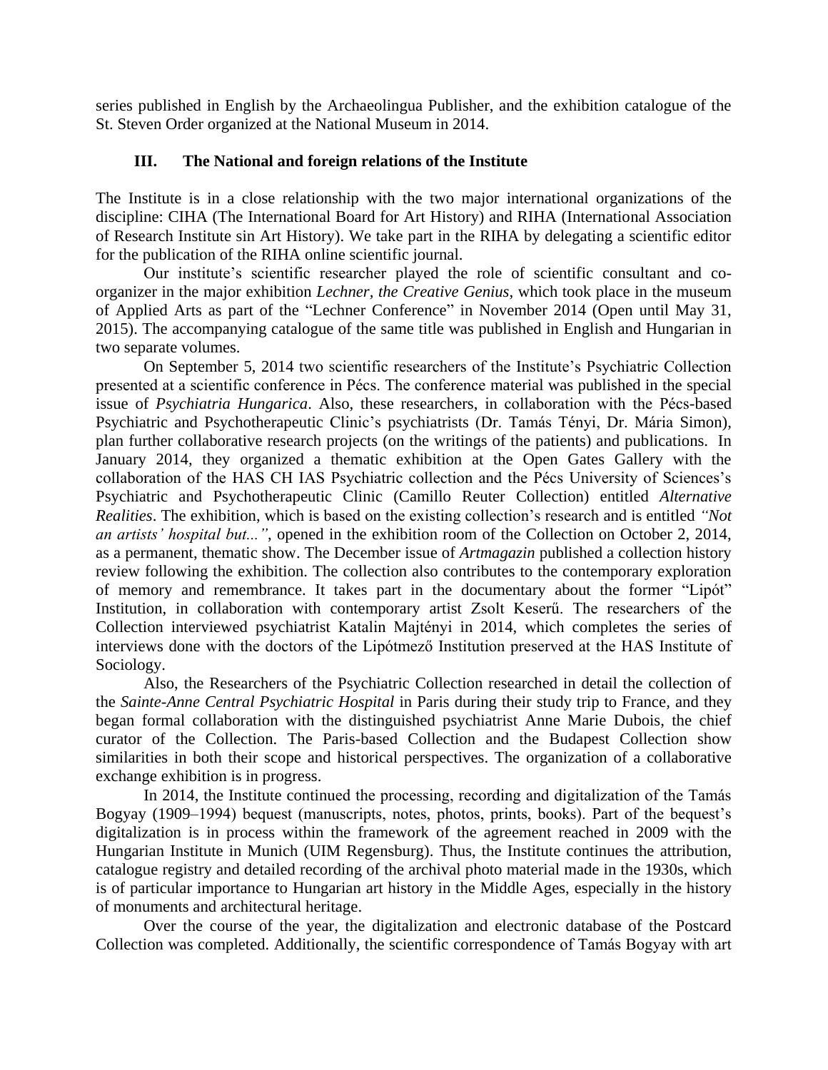series published in English by the Archaeolingua Publisher, and the exhibition catalogue of the St. Steven Order organized at the National Museum in 2014.

## III. The National and foreign relations of the Institute

The Institute is in a close relationship with the two major international organizations of the discipline: CIHA (The International Board for Art History) and RIHA (International Association of Research Institute sin Art History). We take part in the RIHA by delegating a scientific editor for the publication of the RIHA online scientific journal.

Our institute's scientific researcher played the role of scientific consultant and co-organizer in the major exhibition *Lechner, the Creative Genius*, which took place in the museum of Applied Arts as part of the "Lechner Conference" in November 2014 (Open until May 31, 2015). The accompanying catalogue of the same title was published in English and Hungarian in two separate volumes.

On September 5, 2014 two scientific researchers of the Institute's Psychiatric Collection presented at a scientific conference in Pécs. The conference material was published in the special issue of *Psychiatria Hungarica*. Also, these researchers, in collaboration with the Pécs-based Psychiatric and Psychotherapeutic Clinic's psychiatrists (Dr. Tamás Tényi, Dr. Mária Simon), plan further collaborative research projects (on the writings of the patients) and publications. In January 2014, they organized a thematic exhibition at the Open Gates Gallery with the collaboration of the HAS CH IAS Psychiatric collection and the Pécs University of Sciences's Psychiatric and Psychotherapeutic Clinic (Camillo Reuter Collection) entitled *Alternative Realities*. The exhibition, which is based on the existing collection's research and is entitled *"Not an artists' hospital but..."*, opened in the exhibition room of the Collection on October 2, 2014, as a permanent, thematic show. The December issue of *Artmagazin* published a collection history review following the exhibition. The collection also contributes to the contemporary exploration of memory and remembrance. It takes part in the documentary about the former "Lipót" Institution, in collaboration with contemporary artist Zsolt Keserű. The researchers of the Collection interviewed psychiatrist Katalin Majtényi in 2014, which completes the series of interviews done with the doctors of the Lipótmező Institution preserved at the HAS Institute of Sociology.

Also, the Researchers of the Psychiatric Collection researched in detail the collection of the *Sainte-Anne Central Psychiatric Hospital* in Paris during their study trip to France, and they began formal collaboration with the distinguished psychiatrist Anne Marie Dubois, the chief curator of the Collection. The Paris-based Collection and the Budapest Collection show similarities in both their scope and historical perspectives. The organization of a collaborative exchange exhibition is in progress.

In 2014, the Institute continued the processing, recording and digitalization of the Tamás Bogyay (1909–1994) bequest (manuscripts, notes, photos, prints, books). Part of the bequest's digitalization is in process within the framework of the agreement reached in 2009 with the Hungarian Institute in Munich (UIM Regensburg). Thus, the Institute continues the attribution, catalogue registry and detailed recording of the archival photo material made in the 1930s, which is of particular importance to Hungarian art history in the Middle Ages, especially in the history of monuments and architectural heritage.

Over the course of the year, the digitalization and electronic database of the Postcard Collection was completed. Additionally, the scientific correspondence of Tamás Bogyay with art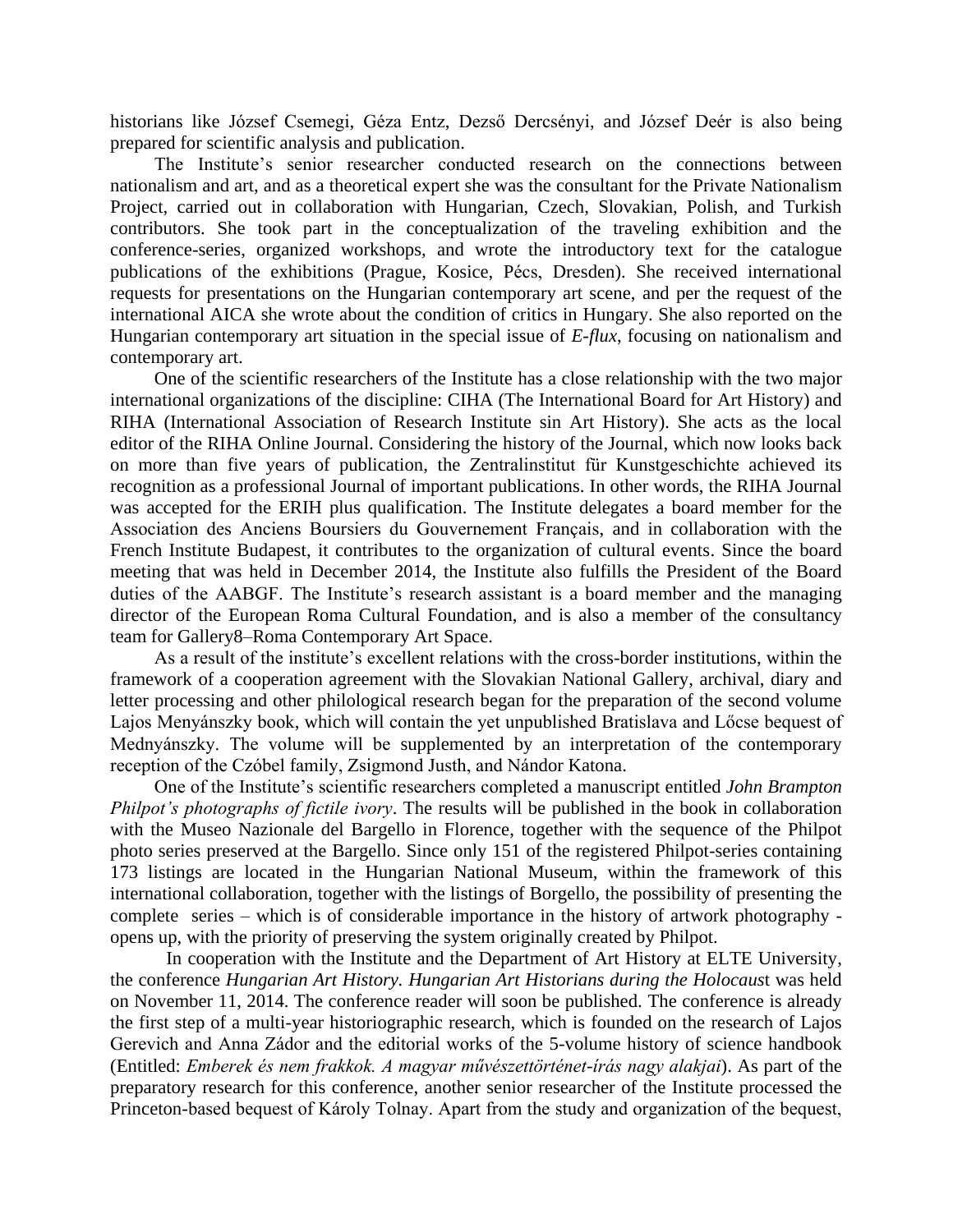historians like József Csemegi, Géza Entz, Dezső Dercsényi, and József Deér is also being prepared for scientific analysis and publication.

The Institute's senior researcher conducted research on the connections between nationalism and art, and as a theoretical expert she was the consultant for the Private Nationalism Project, carried out in collaboration with Hungarian, Czech, Slovakian, Polish, and Turkish contributors. She took part in the conceptualization of the traveling exhibition and the conference-series, organized workshops, and wrote the introductory text for the catalogue publications of the exhibitions (Prague, Kosice, Pécs, Dresden). She received international requests for presentations on the Hungarian contemporary art scene, and per the request of the international AICA she wrote about the condition of critics in Hungary. She also reported on the Hungarian contemporary art situation in the special issue of *E-flux*, focusing on nationalism and contemporary art.

One of the scientific researchers of the Institute has a close relationship with the two major international organizations of the discipline: CIHA (The International Board for Art History) and RIHA (International Association of Research Institute sin Art History). She acts as the local editor of the RIHA Online Journal. Considering the history of the Journal, which now looks back on more than five years of publication, the Zentralinstitut für Kunstgeschichte achieved its recognition as a professional Journal of important publications. In other words, the RIHA Journal was accepted for the ERIH plus qualification. The Institute delegates a board member for the Association des Anciens Boursiers du Gouvernement Français, and in collaboration with the French Institute Budapest, it contributes to the organization of cultural events. Since the board meeting that was held in December 2014, the Institute also fulfills the President of the Board duties of the AABGF. The Institute's research assistant is a board member and the managing director of the European Roma Cultural Foundation, and is also a member of the consultancy team for Gallery8–Roma Contemporary Art Space.

As a result of the institute's excellent relations with the cross-border institutions, within the framework of a cooperation agreement with the Slovakian National Gallery, archival, diary and letter processing and other philological research began for the preparation of the second volume Lajos Menyánszky book, which will contain the yet unpublished Bratislava and Lőcse bequest of Mednyánszky. The volume will be supplemented by an interpretation of the contemporary reception of the Czóbel family, Zsigmond Justh, and Nándor Katona.

One of the Institute's scientific researchers completed a manuscript entitled *John Brampton Philpot's photographs of fictile ivory*. The results will be published in the book in collaboration with the Museo Nazionale del Bargello in Florence, together with the sequence of the Philpot photo series preserved at the Bargello. Since only 151 of the registered Philpot-series containing 173 listings are located in the Hungarian National Museum, within the framework of this international collaboration, together with the listings of Borgello, the possibility of presenting the complete series – which is of considerable importance in the history of artwork photography - opens up, with the priority of preserving the system originally created by Philpot.

In cooperation with the Institute and the Department of Art History at ELTE University, the conference *Hungarian Art History. Hungarian Art Historians during the Holocaus*t was held on November 11, 2014. The conference reader will soon be published. The conference is already the first step of a multi-year historiographic research, which is founded on the research of Lajos Gerevich and Anna Zádor and the editorial works of the 5-volume history of science handbook (Entitled: *Emberek és nem frakkok. A magyar művészettörténet-írás nagy alakjai*). As part of the preparatory research for this conference, another senior researcher of the Institute processed the Princeton-based bequest of Károly Tolnay. Apart from the study and organization of the bequest,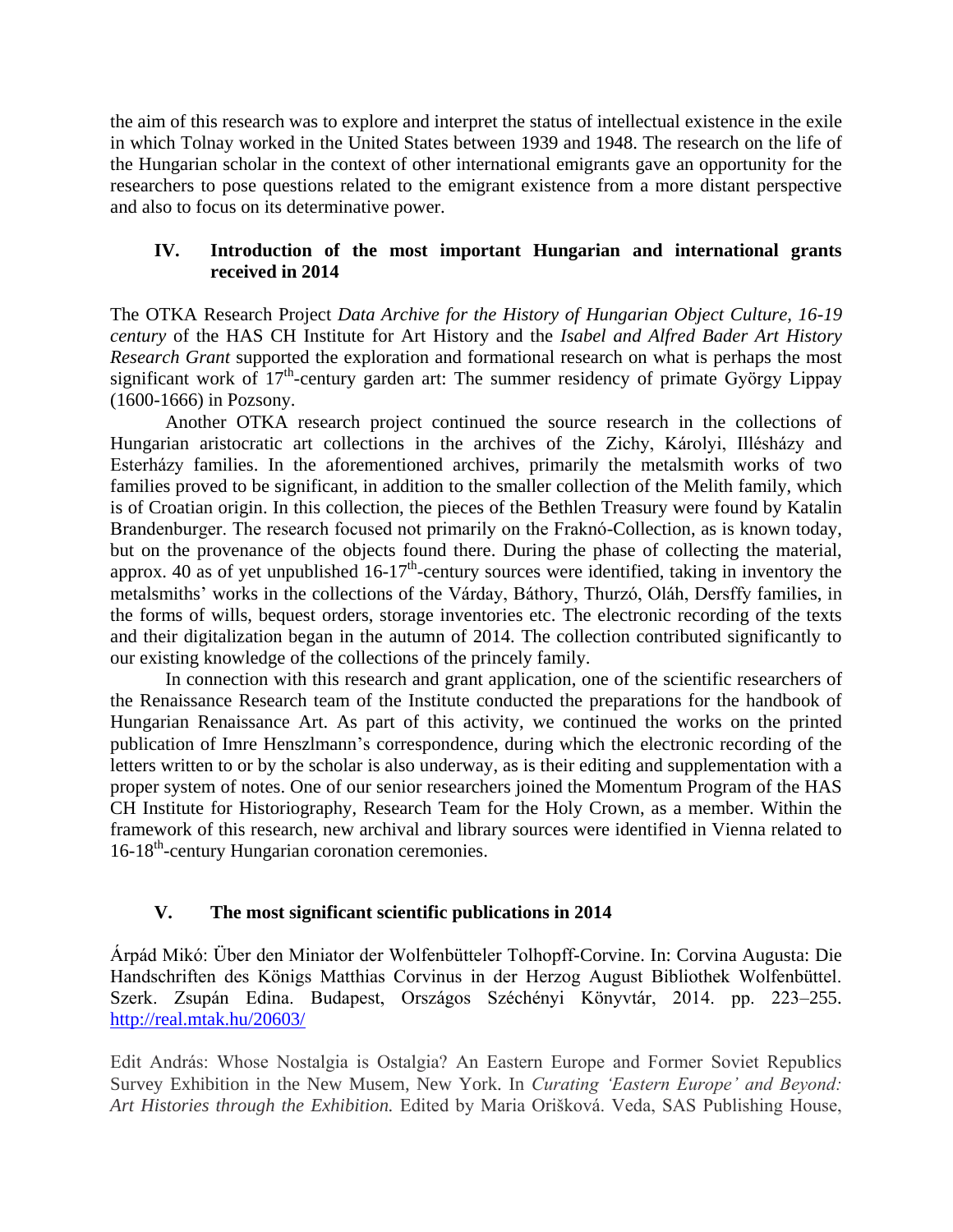the aim of this research was to explore and interpret the status of intellectual existence in the exile in which Tolnay worked in the United States between 1939 and 1948. The research on the life of the Hungarian scholar in the context of other international emigrants gave an opportunity for the researchers to pose questions related to the emigrant existence from a more distant perspective and also to focus on its determinative power.

## IV. Introduction of the most important Hungarian and international grants received in 2014

The OTKA Research Project *Data Archive for the History of Hungarian Object Culture, 16-19 century* of the HAS CH Institute for Art History and the *Isabel and Alfred Bader Art History Research Grant* supported the exploration and formational research on what is perhaps the most significant work of 17th-century garden art: The summer residency of primate György Lippay (1600-1666) in Pozsony.

Another OTKA research project continued the source research in the collections of Hungarian aristocratic art collections in the archives of the Zichy, Károlyi, Illésházy and Esterházy families. In the aforementioned archives, primarily the metalsmith works of two families proved to be significant, in addition to the smaller collection of the Melith family, which is of Croatian origin. In this collection, the pieces of the Bethlen Treasury were found by Katalin Brandenburger. The research focused not primarily on the Fraknó-Collection, as is known today, but on the provenance of the objects found there. During the phase of collecting the material, approx. 40 as of yet unpublished 16-17th-century sources were identified, taking in inventory the metalsmiths' works in the collections of the Várday, Báthory, Thurzó, Oláh, Dersffy families, in the forms of wills, bequest orders, storage inventories etc. The electronic recording of the texts and their digitalization began in the autumn of 2014. The collection contributed significantly to our existing knowledge of the collections of the princely family.

In connection with this research and grant application, one of the scientific researchers of the Renaissance Research team of the Institute conducted the preparations for the handbook of Hungarian Renaissance Art. As part of this activity, we continued the works on the printed publication of Imre Henszlmann's correspondence, during which the electronic recording of the letters written to or by the scholar is also underway, as is their editing and supplementation with a proper system of notes. One of our senior researchers joined the Momentum Program of the HAS CH Institute for Historiography, Research Team for the Holy Crown, as a member. Within the framework of this research, new archival and library sources were identified in Vienna related to 16-18th-century Hungarian coronation ceremonies.

## V. The most significant scientific publications in 2014

Árpád Mikó: Über den Miniator der Wolfenbütteler Tolhopff-Corvine. In: Corvina Augusta: Die Handschriften des Königs Matthias Corvinus in der Herzog August Bibliothek Wolfenbüttel. Szerk. Zsupán Edina. Budapest, Országos Széchényi Könyvtár, 2014. pp. 223–255. http://real.mtak.hu/20603/

Edit András: Whose Nostalgia is Ostalgia? An Eastern Europe and Former Soviet Republics Survey Exhibition in the New Musem, New York. In *Curating 'Eastern Europe' and Beyond: Art Histories through the Exhibition.* Edited by Maria Orišková. Veda, SAS Publishing House,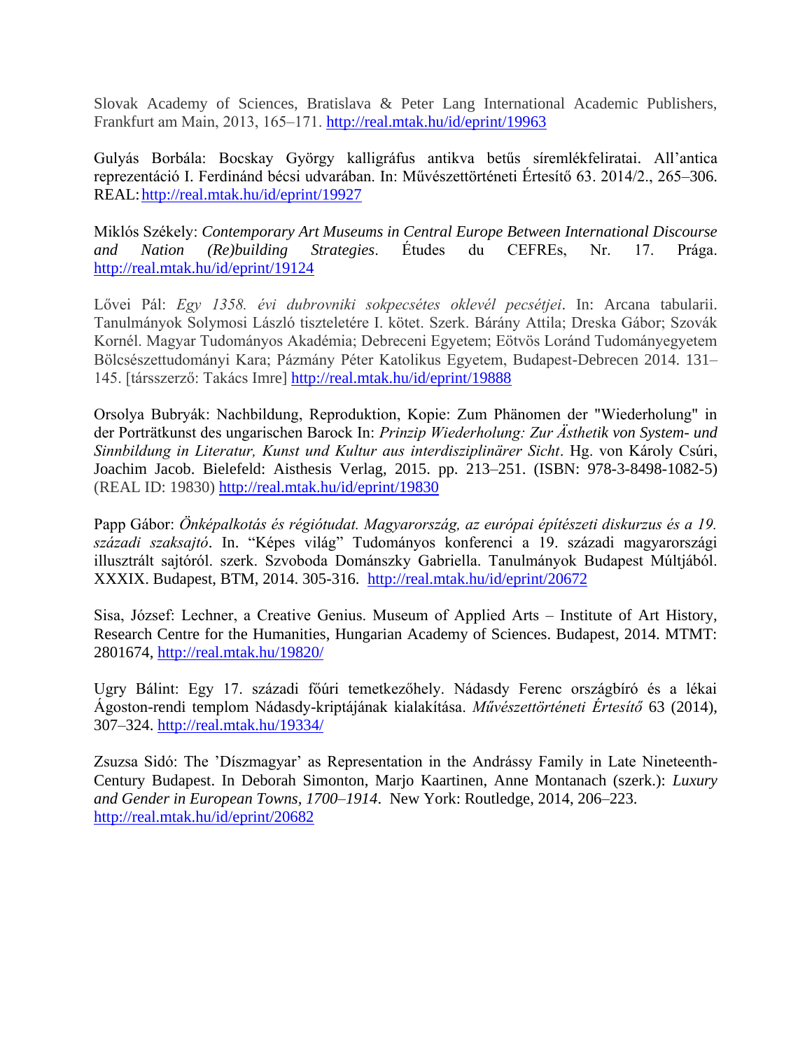Slovak Academy of Sciences, Bratislava & Peter Lang International Academic Publishers, Frankfurt am Main, 2013, 165–171. http://real.mtak.hu/id/eprint/19963

Gulyás Borbála: Bocskay György kalligráfus antikva betűs síremlékfeliratai. All'antica reprezentáció I. Ferdinánd bécsi udvarában. In: Művészettörténeti Értesítő 63. 2014/2., 265–306. REAL: http://real.mtak.hu/id/eprint/19927

Miklós Székely: *Contemporary Art Museums in Central Europe Between International Discourse and Nation (Re)building Strategies*. Études du CEFREs, Nr. 17. Prága. http://real.mtak.hu/id/eprint/19124

Lővei Pál: *Egy 1358. évi dubrovniki sokpecsétes oklevél pecsétjei*. In: Arcana tabularii. Tanulmányok Solymosi László tiszteletére I. kötet. Szerk. Bárány Attila; Dreska Gábor; Szovák Kornél. Magyar Tudományos Akadémia; Debreceni Egyetem; Eötvös Loránd Tudományegyetem Bölcsészettudományi Kara; Pázmány Péter Katolikus Egyetem, Budapest-Debrecen 2014. 131–145. [társszerző: Takács Imre] http://real.mtak.hu/id/eprint/19888

Orsolya Bubryák: Nachbildung, Reproduktion, Kopie: Zum Phänomen der "Wiederholung" in der Porträtkunst des ungarischen Barock In: *Prinzip Wiederholung: Zur Ästhetik von System- und Sinnbildung in Literatur, Kunst und Kultur aus interdisziplinärer Sicht*. Hg. von Károly Csúri, Joachim Jacob. Bielefeld: Aisthesis Verlag, 2015. pp. 213–251. (ISBN: 978-3-8498-1082-5) (REAL ID: 19830) http://real.mtak.hu/id/eprint/19830

Papp Gábor: *Önképalkotás és régiótudat. Magyarország, az európai építészeti diskurzus és a 19. századi szaksajtó*. In. "Képes világ" Tudományos konferenci a 19. századi magyarországi illusztrált sajtóról. szerk. Szvoboda Dománszky Gabriella. Tanulmányok Budapest Múltjából. XXXIX. Budapest, BTM, 2014. 305-316. http://real.mtak.hu/id/eprint/20672

Sisa, József: Lechner, a Creative Genius. Museum of Applied Arts – Institute of Art History, Research Centre for the Humanities, Hungarian Academy of Sciences. Budapest, 2014. MTMT: 2801674, http://real.mtak.hu/19820/

Ugry Bálint: Egy 17. századi főúri temetkezőhely. Nádasdy Ferenc országbíró és a lékai Ágoston-rendi templom Nádasdy-kriptájának kialakítása. *Művészettörténeti Értesítő* 63 (2014), 307–324. http://real.mtak.hu/19334/

Zsuzsa Sidó: The 'Díszmagyar' as Representation in the Andrássy Family in Late Nineteenth-Century Budapest. In Deborah Simonton, Marjo Kaartinen, Anne Montanach (szerk.): *Luxury and Gender in European Towns, 1700–1914*. New York: Routledge, 2014, 206–223. http://real.mtak.hu/id/eprint/20682